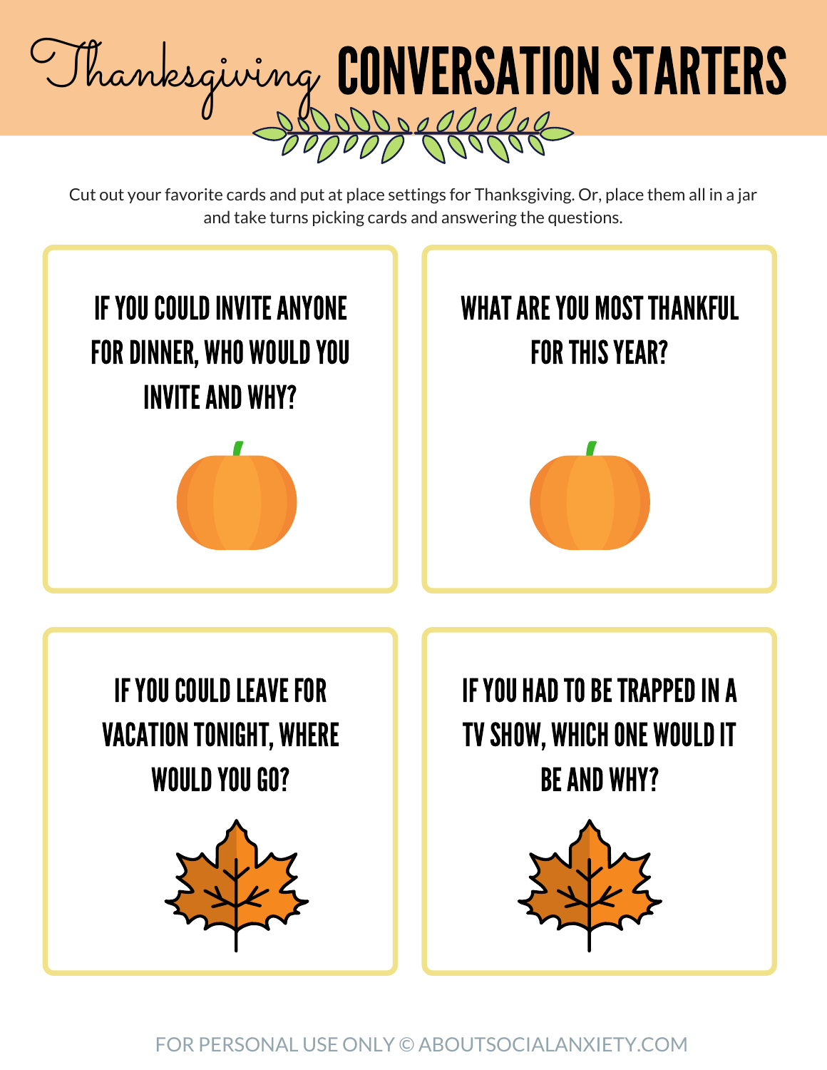# Thanksgiving CONVERSATION STARTERS

Cut out your favorite cards and put at place settings for Thanksgiving. Or, place them all in a jar and take turns picking cards and answering the questions.

IF YOU COULD INVITE ANYONE FOR DINNER, WHO WOULD YOU INVITE AND WHY?

WHAT ARE YOU MOST THANKFUL FOR THIS YEAR?

IF YOU COULD LEAVE FOR VACATION TONIGHT, WHERE WOULD YOU GO?

IF YOU HAD TO BE TRAPPED IN A TV SHOW, WHICH ONE WOULD IT BE AND WHY?

FOR PERSONAL USE ONLY © ABOUTSOCIALANXIETY.COM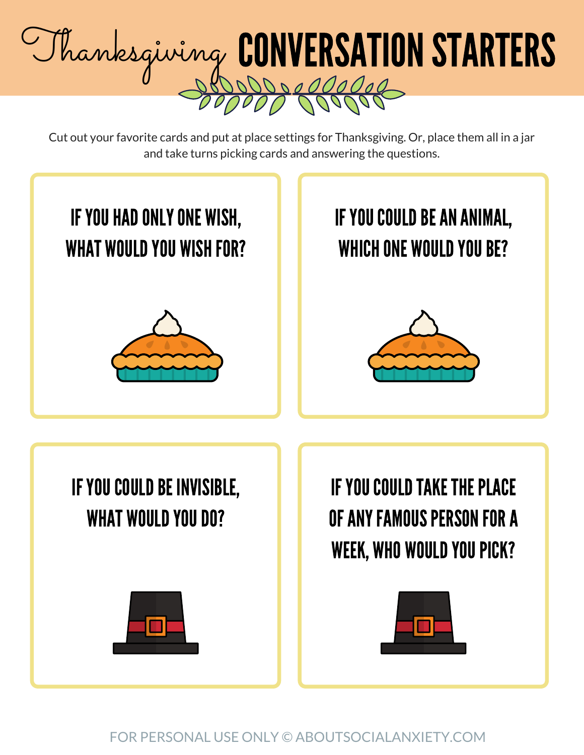# Thanksgiving CONVERSATION STARTERS

Cut out your favorite cards and put at place settings for Thanksgiving. Or, place them all in a jar and take turns picking cards and answering the questions.

IF YOU HAD ONLY ONE WISH, WHAT WOULD YOU WISH FOR?

IF YOU COULD BE AN ANIMAL, WHICH ONE WOULD YOU BE?

IF YOU COULD BE INVISIBLE, WHAT WOULD YOU DO?

IF YOU COULD TAKE THE PLACE OF ANY FAMOUS PERSON FOR A WEEK, WHO WOULD YOU PICK?

FOR PERSONAL USE ONLY © ABOUTSOCIALANXIETY.COM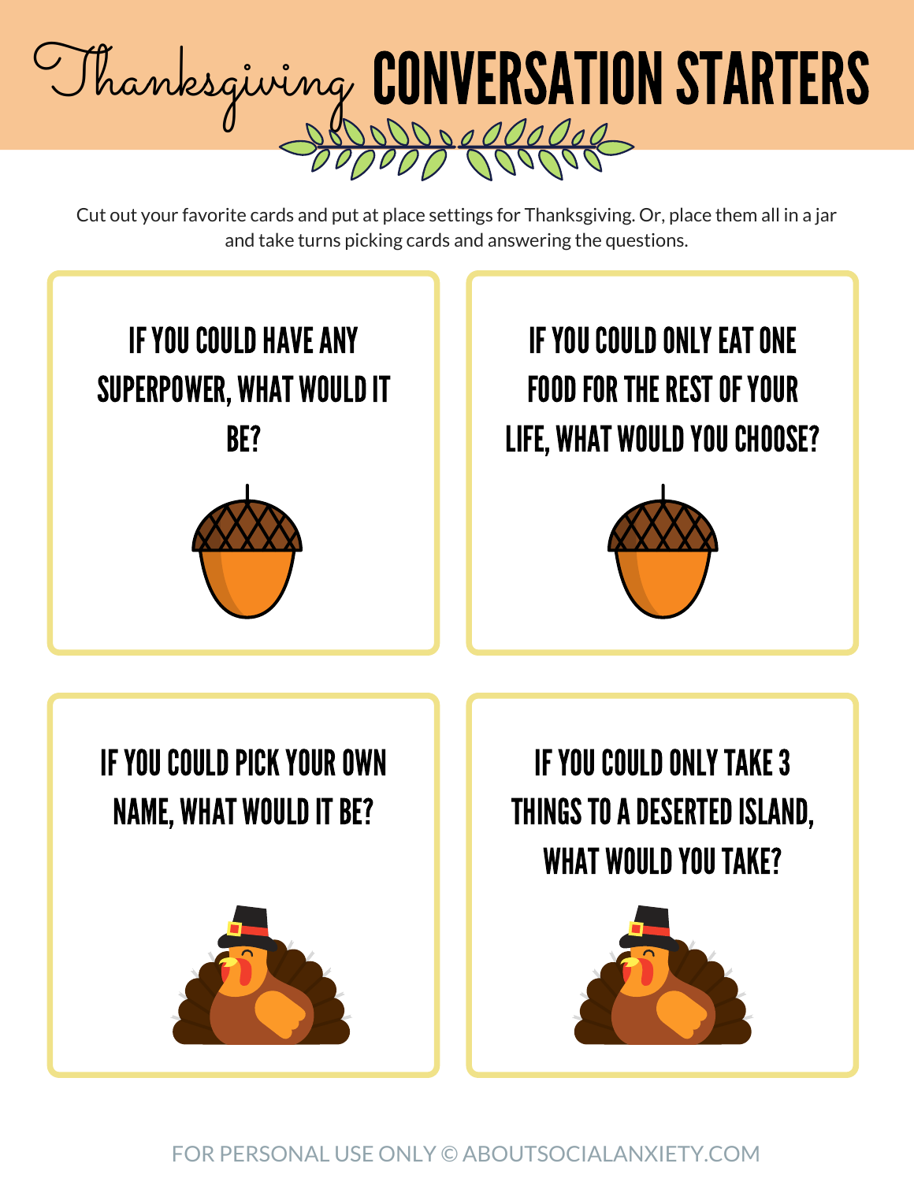# Thanksgiving CONVERSATION STARTERS

Cut out your favorite cards and put at place settings for Thanksgiving. Or, place them all in a jar and take turns picking cards and answering the questions.

IF YOU COULD HAVE ANY SUPERPOWER, WHAT WOULD IT BE?

IF YOU COULD ONLY EAT ONE FOOD FOR THE REST OF YOUR LIFE, WHAT WOULD YOU CHOOSE?

IF YOU COULD PICK YOUR OWN NAME, WHAT WOULD IT BE?

IF YOU COULD ONLY TAKE 3 THINGS TO A DESERTED ISLAND, WHAT WOULD YOU TAKE?

FOR PERSONAL USE ONLY © ABOUTSOCIALANXIETY.COM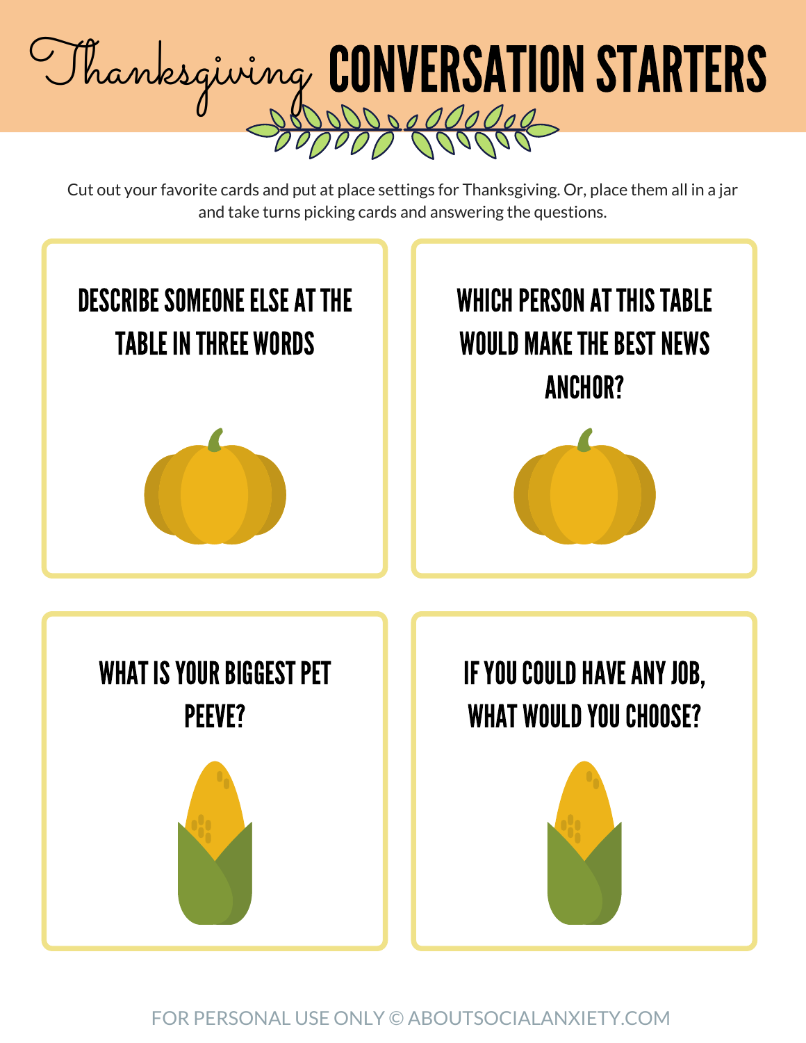# Thanksgiving CONVERSATION STARTERS

Cut out your favorite cards and put at place settings for Thanksgiving. Or, place them all in a jar and take turns picking cards and answering the questions.

DESCRIBE SOMEONE ELSE AT THE TABLE IN THREE WORDS

WHICH PERSON AT THIS TABLE WOULD MAKE THE BEST NEWS ANCHOR?

WHAT IS YOUR BIGGEST PET PEEVE?

IF YOU COULD HAVE ANY JOB, WHAT WOULD YOU CHOOSE?

FOR PERSONAL USE ONLY © ABOUTSOCIALANXIETY.COM